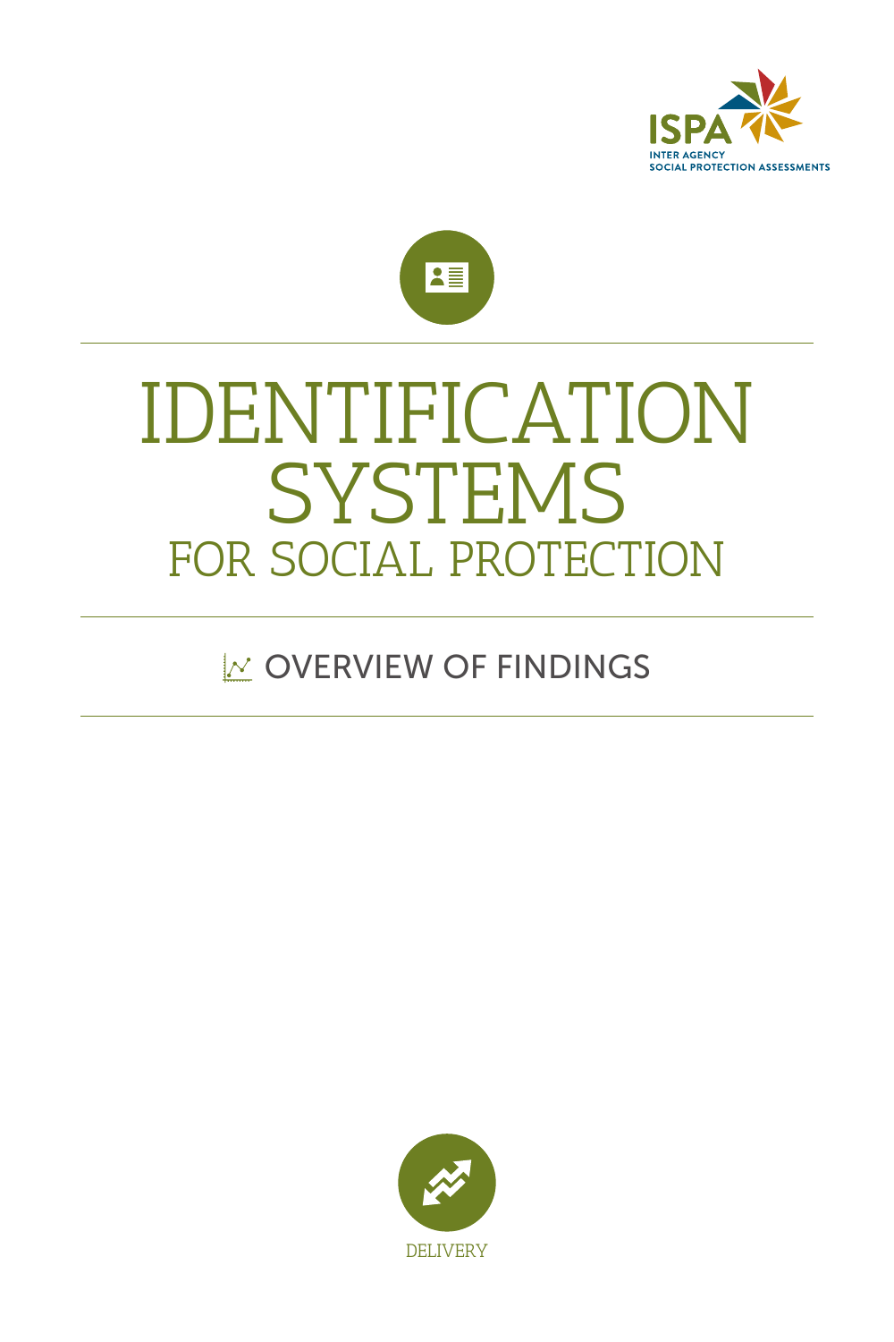ISPA

INTER AGENCY
SOCIAL PROTECTION ASSESSMENTS

# IDENTIFICATION SYSTEMS

## FOR SOCIAL PROTECTION

## OVERVIEW OF FINDINGS

DELIVERY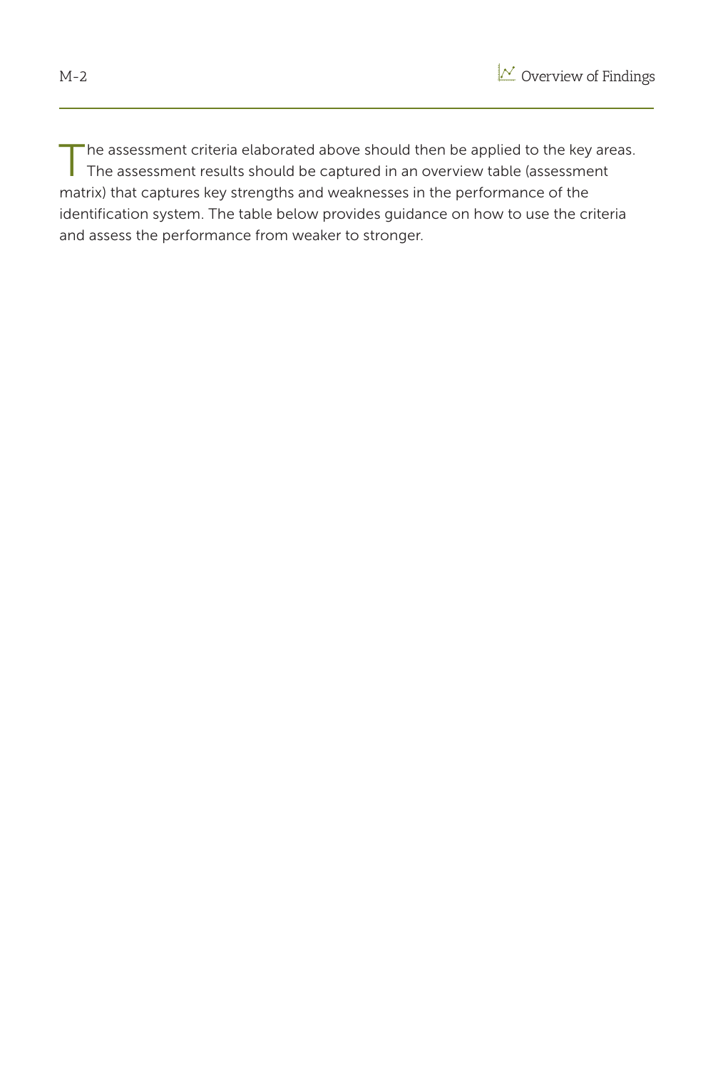The assessment criteria elaborated above should then be applied to the key areas. The assessment results should be captured in an overview table (assessment matrix) that captures key strengths and weaknesses in the performance of the identification system. The table below provides guidance on how to use the criteria and assess the performance from weaker to stronger.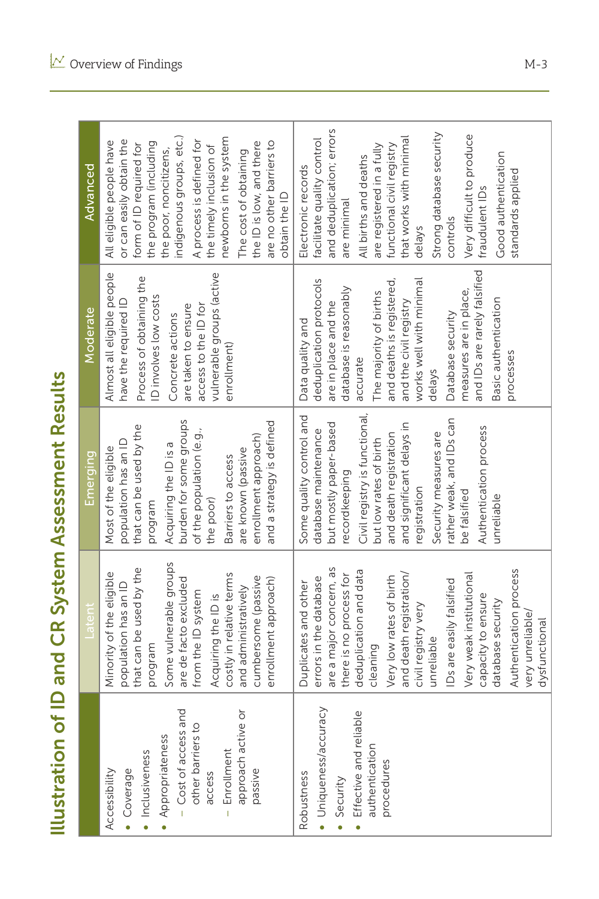# Illustration of ID and CR System Assessment Results

| | Latent | Emerging | Moderate | Advanced |
|---|---|---|---|---|
| Accessibility<br>• Coverage<br>• Inclusiveness<br>• Appropriateness<br>– Cost of access and other barriers to access<br>– Enrollment approach active or passive | Minority of the eligible population has an ID that can be used by the program<br>Some vulnerable groups are de facto excluded from the ID system<br>Acquiring the ID is costly in relative terms and administratively cumbersome (passive enrollment approach) | Most of the eligible population has an ID that can be used by the program<br>Acquiring the ID is a burden for some groups of the population (e.g., the poor)<br>Barriers to access are known (passive enrollment approach) and a strategy is defined | Almost all eligible people have the required ID<br>Process of obtaining the ID involves low costs<br>Concrete actions are taken to ensure access to the ID for vulnerable groups (active enrollment) | All eligible people have or can easily obtain the form of ID required for the program (including the poor, noncitizens, indigenous groups, etc.)<br>A process is defined for the timely inclusion of newborns in the system<br>The cost of obtaining the ID is low, and there are no other barriers to obtain the ID |
| Robustness<br>• Uniqueness/accuracy<br>• Security<br>• Effective and reliable authentication procedures | Duplicates and other errors in the database are a major concern, as there is no process for deduplication and data cleaning<br>Very low rates of birth and death registration/civil registry very unreliable<br>IDs are easily falsified<br>Very weak institutional capacity to ensure database security<br>Authentication process very unreliable/dysfunctional | Some quality control and database maintenance but mostly paper-based recordkeeping<br>Civil registry is functional, but low rates of birth and death registration and significant delays in registration<br>Security measures are rather weak, and IDs can be falsified<br>Authentication process unreliable | Data quality and deduplication protocols are in place and the database is reasonably accurate<br>The majority of births and deaths is registered, and the civil registry works well with minimal delays<br>Database security measures are in place, and IDs are rarely falsified<br>Basic authentication processes | Electronic records facilitate quality control and deduplication; errors are minimal<br>All births and deaths are registered in a fully functional civil registry that works with minimal delays<br>Strong database security controls<br>Very difficult to produce fraudulent IDs<br>Good authentication standards applied |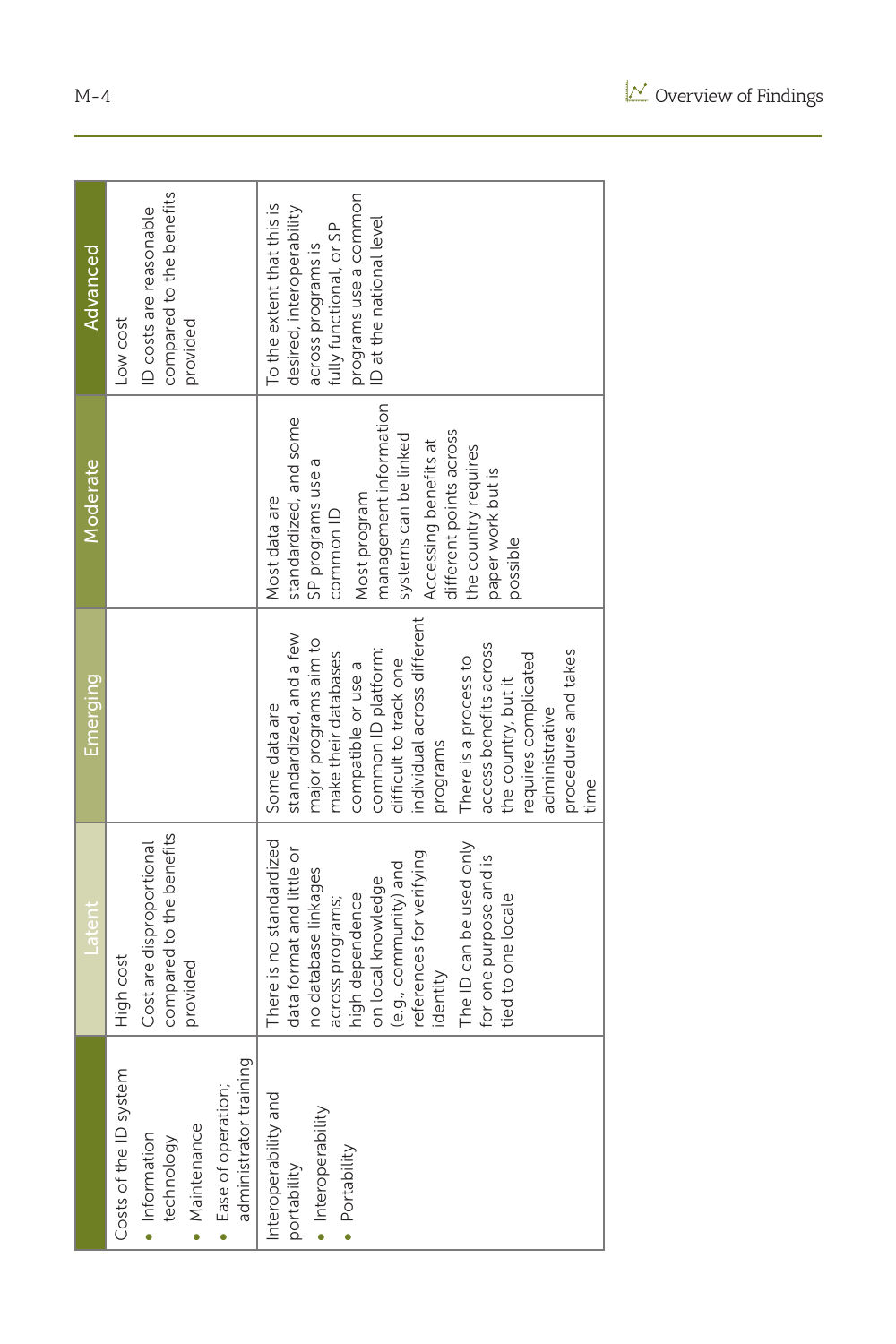|  | Latent | Emerging | Moderate | Advanced |
|---|---|---|---|---|
| Costs of the ID system<br>• Information technology<br>• Maintenance<br>• Ease of operation; administrator training | High cost<br>Cost are disproportional compared to the benefits provided |  |  | Low cost<br>ID costs are reasonable compared to the benefits provided |
| Interoperability and portability<br>• Interoperability<br>• Portability | There is no standardized data format and little or no database linkages across programs; high dependence on local knowledge (e.g., community) and references for verifying identity<br>The ID can be used only for one purpose and is tied to one locale | Some data are standardized, and a few major programs aim to make their databases compatible or use a common ID platform; difficult to track one individual across different programs<br>There is a process to access benefits across the country, but it requires complicated administrative procedures and takes time | Most data are standardized, and some SP programs use a common ID<br>Most program management information systems can be linked<br>Accessing benefits at different points across the country requires paper work but is possible | To the extent that this is desired, interoperability across programs is fully functional, or SP programs use a common ID at the national level |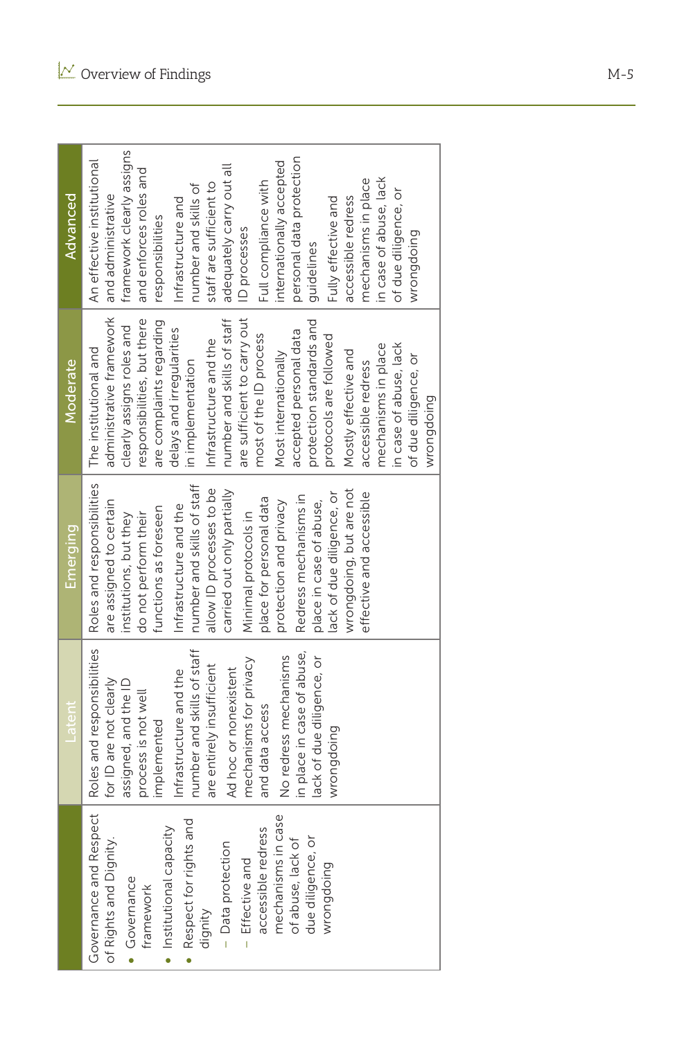| | Latent | Emerging | Moderate | Advanced |
|---|---|---|---|---|
| Governance and Respect of Rights and Dignity.<br>• Governance framework<br>• Institutional capacity<br>• Respect for rights and dignity<br>– Data protection<br>– Effective and accessible redress mechanisms in case of abuse, lack of due diligence, or wrongdoing | Roles and responsibilities for ID are not clearly assigned, and the ID process is not well implemented<br><br>Infrastructure and the number and skills of staff are entirely insufficient<br><br>Ad hoc or nonexistent mechanisms for privacy and data access<br><br>No redress mechanisms in place in case of abuse, lack of due diligence, or wrongdoing | Roles and responsibilities are assigned to certain institutions, but they do not perform their functions as foreseen<br><br>Infrastructure and the number and skills of staff allow ID processes to be carried out only partially<br><br>Minimal protocols in place for personal data protection and privacy<br><br>Redress mechanisms in place in case of abuse, lack of due diligence, or wrongdoing, but are not effective and accessible | The institutional and administrative framework clearly assigns roles and responsibilities, but there are complaints regarding delays and irregularities in implementation<br><br>Infrastructure and the number and skills of staff are sufficient to carry out most of the ID process<br><br>Most internationally accepted personal data protection standards and protocols are followed<br><br>Mostly effective and accessible redress mechanisms in place in case of abuse, lack of due diligence, or wrongdoing | An effective institutional and administrative framework clearly assigns and enforces roles and responsibilities<br><br>Infrastructure and number and skills of staff are sufficient to adequately carry out all ID processes<br><br>Full compliance with internationally accepted personal data protection guidelines<br><br>Fully effective and accessible redress mechanisms in place in case of abuse, lack of due diligence, or wrongdoing |